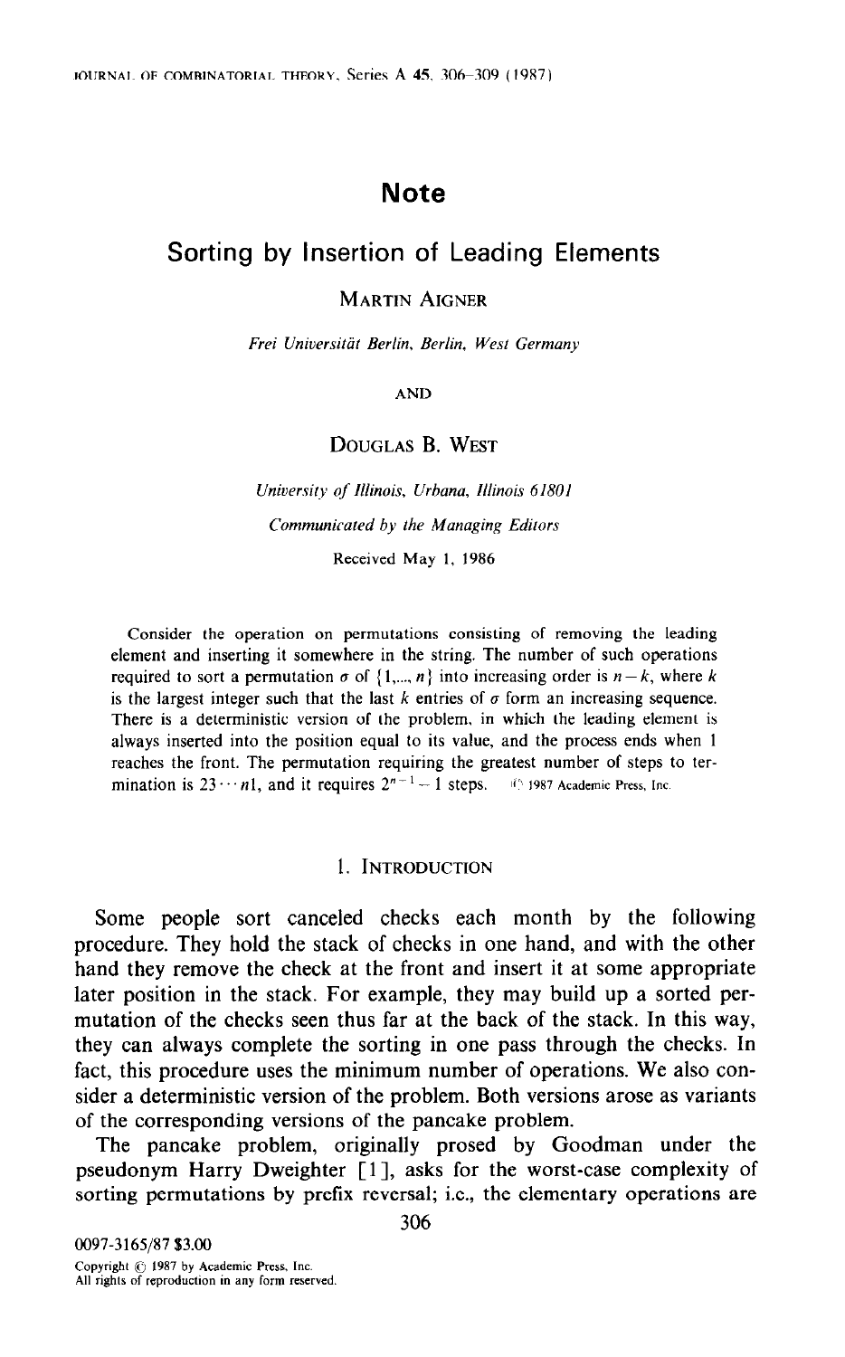# Note

## Sorting by Insertion of Leading Elements

MARTIN AIGNER

*Frei Universität Berlin, Berlin, West Germany*

AND

DOUGLAS B. WEST

*University of Illinois, Urbana, Illinois 61801*

*Communicated by the Managing Editors*

Received May 1, 1986

Consider the operation on permutations consisting of removing the leading element and inserting it somewhere in the string. The number of such operations required to sort a permutation $\sigma$ of $\{1, ..., n\}$ into increasing order is $n-k$, where $k$ is the largest integer such that the last $k$ entries of $\sigma$ form an increasing sequence. There is a deterministic version of the problem, in which the leading element is always inserted into the position equal to its value, and the process ends when 1 reaches the front. The permutation requiring the greatest number of steps to termination is $23 \cdots n1$, and it requires $2^{n-1}-1$ steps. © 1987 Academic Press, Inc.

### 1. INTRODUCTION

Some people sort canceled checks each month by the following procedure. They hold the stack of checks in one hand, and with the other hand they remove the check at the front and insert it at some appropriate later position in the stack. For example, they may build up a sorted permutation of the checks seen thus far at the back of the stack. In this way, they can always complete the sorting in one pass through the checks. In fact, this procedure uses the minimum number of operations. We also consider a deterministic version of the problem. Both versions arose as variants of the corresponding versions of the pancake problem.

The pancake problem, originally prosed by Goodman under the pseudonym Harry Dweighter [1], asks for the worst-case complexity of sorting permutations by prefix reversal; i.e., the elementary operations are

0097-3165/87 $3.00
Copyright © 1987 by Academic Press, Inc.
All rights of reproduction in any form reserved.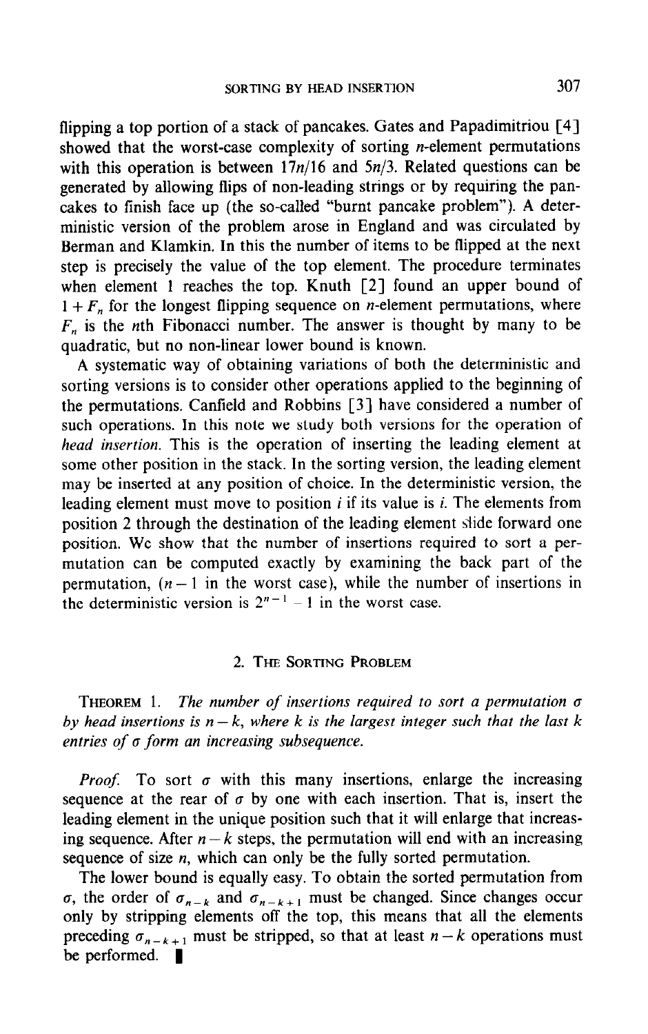flipping a top portion of a stack of pancakes. Gates and Papadimitriou [4] showed that the worst-case complexity of sorting $n$-element permutations with this operation is between $17n/16$ and $5n/3$. Related questions can be generated by allowing flips of non-leading strings or by requiring the pancakes to finish face up (the so-called "burnt pancake problem"). A deterministic version of the problem arose in England and was circulated by Berman and Klamkin. In this the number of items to be flipped at the next step is precisely the value of the top element. The procedure terminates when element 1 reaches the top. Knuth [2] found an upper bound of $1 + F_n$ for the longest flipping sequence on $n$-element permutations, where $F_n$ is the $n$th Fibonacci number. The answer is thought by many to be quadratic, but no non-linear lower bound is known.

A systematic way of obtaining variations of both the deterministic and sorting versions is to consider other operations applied to the beginning of the permutations. Canfield and Robbins [3] have considered a number of such operations. In this note we study both versions for the operation of *head insertion*. This is the operation of inserting the leading element at some other position in the stack. In the sorting version, the leading element may be inserted at any position of choice. In the deterministic version, the leading element must move to position $i$ if its value is $i$. The elements from position 2 through the destination of the leading element slide forward one position. We show that the number of insertions required to sort a permutation can be computed exactly by examining the back part of the permutation, ($n - 1$ in the worst case), while the number of insertions in the deterministic version is $2^{n-1} - 1$ in the worst case.

## 2. The Sorting Problem

THEOREM 1. *The number of insertions required to sort a permutation $\sigma$ by head insertions is $n - k$, where $k$ is the largest integer such that the last $k$ entries of $\sigma$ form an increasing subsequence.*

*Proof.* To sort $\sigma$ with this many insertions, enlarge the increasing sequence at the rear of $\sigma$ by one with each insertion. That is, insert the leading element in the unique position such that it will enlarge that increasing sequence. After $n - k$ steps, the permutation will end with an increasing sequence of size $n$, which can only be the fully sorted permutation.

The lower bound is equally easy. To obtain the sorted permutation from $\sigma$, the order of $\sigma_{n-k}$ and $\sigma_{n-k+1}$ must be changed. Since changes occur only by stripping elements off the top, this means that all the elements preceding $\sigma_{n-k+1}$ must be stripped, so that at least $n - k$ operations must be performed. ∎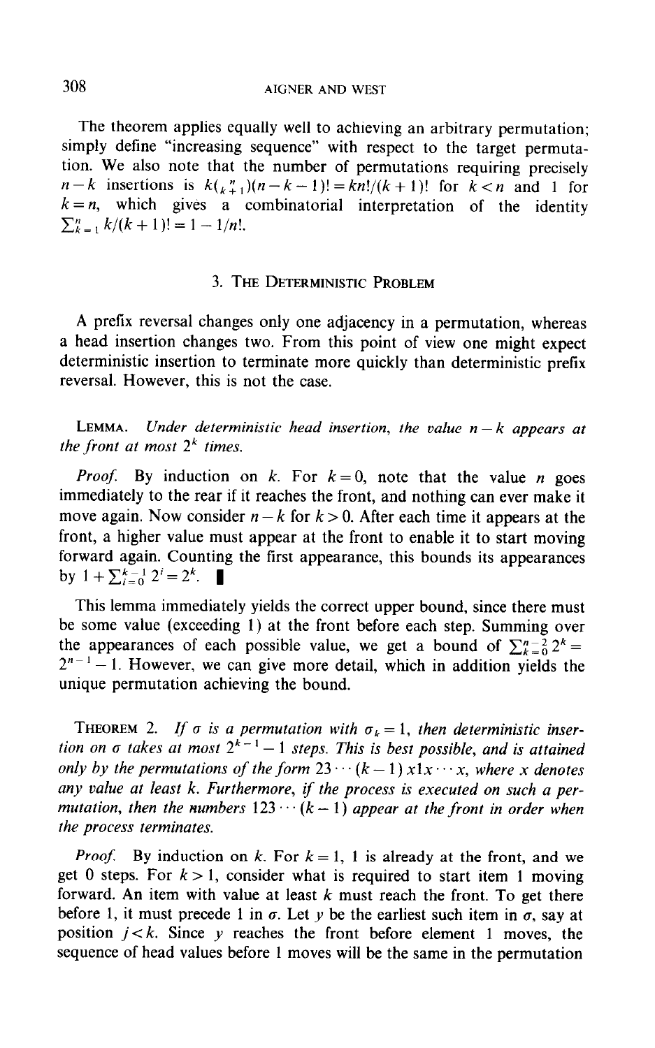The theorem applies equally well to achieving an arbitrary permutation; simply define "increasing sequence" with respect to the target permutation. We also note that the number of permutations requiring precisely $n-k$ insertions is $k\binom{n}{k+1}(n-k-1)! = kn!/(k+1)!$ for $k<n$ and 1 for $k=n$, which gives a combinatorial interpretation of the identity $\sum_{k=1}^{n} k/(k+1)! = 1 - 1/n!$.

## 3. The Deterministic Problem

A prefix reversal changes only one adjacency in a permutation, whereas a head insertion changes two. From this point of view one might expect deterministic insertion to terminate more quickly than deterministic prefix reversal. However, this is not the case.

**Lemma.** *Under deterministic head insertion, the value $n-k$ appears at the front at most $2^k$ times.*

*Proof.* By induction on $k$. For $k=0$, note that the value $n$ goes immediately to the rear if it reaches the front, and nothing can ever make it move again. Now consider $n-k$ for $k>0$. After each time it appears at the front, a higher value must appear at the front to enable it to start moving forward again. Counting the first appearance, this bounds its appearances by $1+\sum_{i=0}^{k-1} 2^i = 2^k$. ∎

This lemma immediately yields the correct upper bound, since there must be some value (exceeding 1) at the front before each step. Summing over the appearances of each possible value, we get a bound of $\sum_{k=0}^{n-2} 2^k = 2^{n-1}-1$. However, we can give more detail, which in addition yields the unique permutation achieving the bound.

**Theorem 2.** *If $\sigma$ is a permutation with $\sigma_k = 1$, then deterministic insertion on $\sigma$ takes at most $2^{k-1}-1$ steps. This is best possible, and is attained only by the permutations of the form $23\cdots(k-1)x1x\cdots x$, where $x$ denotes any value at least $k$. Furthermore, if the process is executed on such a permutation, then the numbers $123\cdots(k-1)$ appear at the front in order when the process terminates.*

*Proof.* By induction on $k$. For $k=1$, 1 is already at the front, and we get 0 steps. For $k>1$, consider what is required to start item 1 moving forward. An item with value at least $k$ must reach the front. To get there before 1, it must precede 1 in $\sigma$. Let $y$ be the earliest such item in $\sigma$, say at position $j<k$. Since $y$ reaches the front before element 1 moves, the sequence of head values before 1 moves will be the same in the permutation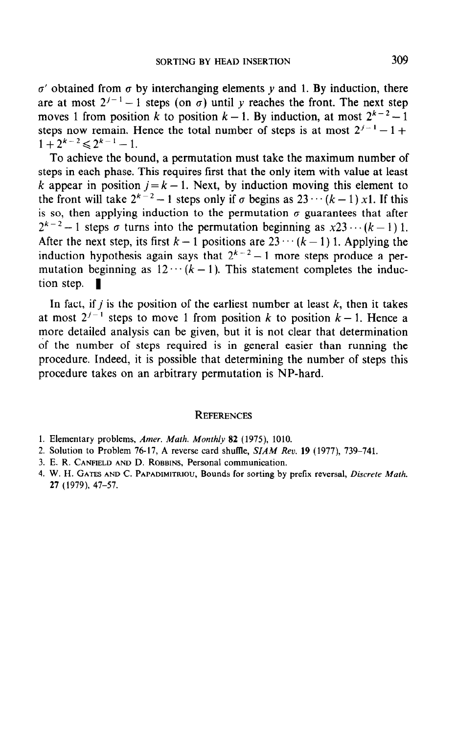$\sigma'$ obtained from $\sigma$ by interchanging elements $y$ and 1. By induction, there are at most $2^{j-1}-1$ steps (on $\sigma$) until $y$ reaches the front. The next step moves 1 from position $k$ to position $k-1$. By induction, at most $2^{k-2}-1$ steps now remain. Hence the total number of steps is at most $2^{j-1}-1+1+2^{k-2} \leqslant 2^{k-1}-1$.

To achieve the bound, a permutation must take the maximum number of steps in each phase. This requires first that the only item with value at least $k$ appear in position $j=k-1$. Next, by induction moving this element to the front will take $2^{k-2}-1$ steps only if $\sigma$ begins as $23 \cdots (k-1)\, x1$. If this is so, then applying induction to the permutation $\sigma$ guarantees that after $2^{k-2}-1$ steps $\sigma$ turns into the permutation beginning as $x23 \cdots (k-1)\, 1$. After the next step, its first $k-1$ positions are $23 \cdots (k-1)\, 1$. Applying the induction hypothesis again says that $2^{k-2}-1$ more steps produce a permutation beginning as $12 \cdots (k-1)$. This statement completes the induction step. ∎

In fact, if $j$ is the position of the earliest number at least $k$, then it takes at most $2^{j-1}$ steps to move 1 from position $k$ to position $k-1$. Hence a more detailed analysis can be given, but it is not clear that determination of the number of steps required is in general easier than running the procedure. Indeed, it is possible that determining the number of steps this procedure takes on an arbitrary permutation is NP-hard.

## References

1. Elementary problems, *Amer. Math. Monthly* **82** (1975), 1010.
2. Solution to Problem 76-17, A reverse card shuffle, *SIAM Rev.* **19** (1977), 739–741.
3. E. R. Canfield and D. Robbins, Personal communication.
4. W. H. Gates and C. Papadimitriou, Bounds for sorting by prefix reversal, *Discrete Math.* **27** (1979), 47–57.